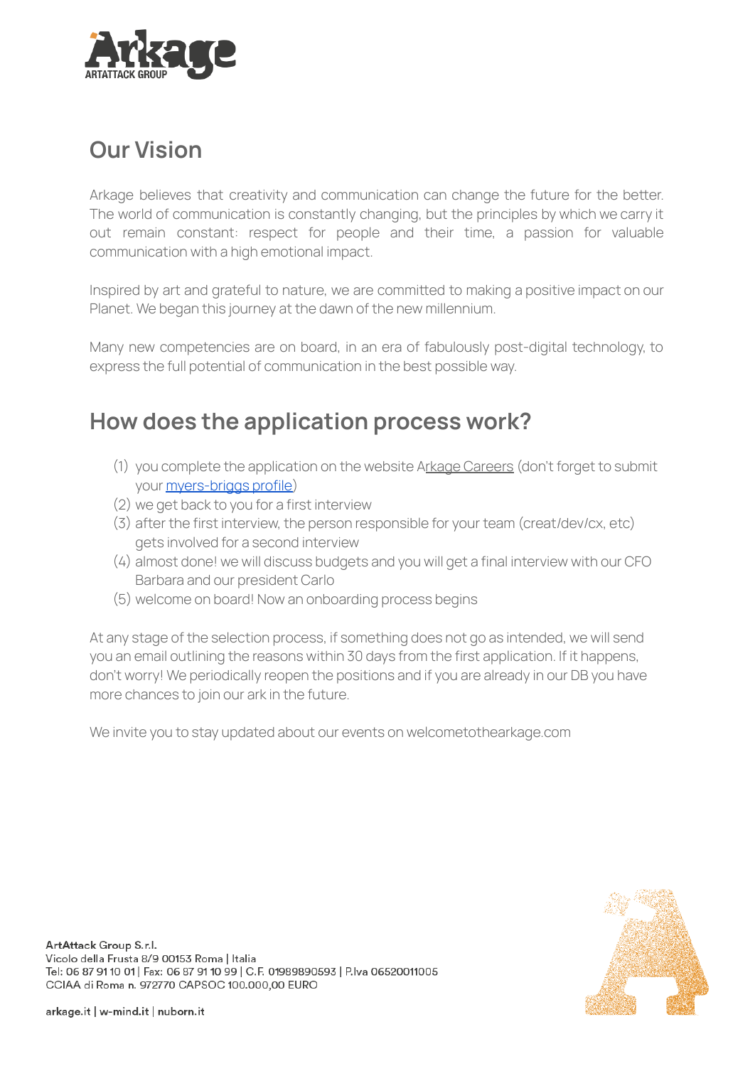Arkage
ARTATTACK GROUP

## Our Vision

Arkage believes that creativity and communication can change the future for the better. The world of communication is constantly changing, but the principles by which we carry it out remain constant: respect for people and their time, a passion for valuable communication with a high emotional impact.

Inspired by art and grateful to nature, we are committed to making a positive impact on our Planet. We began this journey at the dawn of the new millennium.

Many new competencies are on board, in an era of fabulously post-digital technology, to express the full potential of communication in the best possible way.

## How does the application process work?

(1) you complete the application on the website Arkage Careers (don't forget to submit your myers-briggs profile)
(2) we get back to you for a first interview
(3) after the first interview, the person responsible for your team (creat/dev/cx, etc) gets involved for a second interview
(4) almost done! we will discuss budgets and you will get a final interview with our CFO Barbara and our president Carlo
(5) welcome on board! Now an onboarding process begins

At any stage of the selection process, if something does not go as intended, we will send you an email outlining the reasons within 30 days from the first application. If it happens, don't worry! We periodically reopen the positions and if you are already in our DB you have more chances to join our ark in the future.

We invite you to stay updated about our events on welcometothearkage.com

ArtAttack Group S.r.l.
Vicolo della Frusta 8/9 00153 Roma | Italia
Tel: 06 87 91 10 01 | Fax: 06 87 91 10 99 | C.F. 01989890593 | P.Iva 06520011005
CCIAA di Roma n. 972770 CAPSOC 100.000,00 EURO

arkage.it | w-mind.it | nuborn.it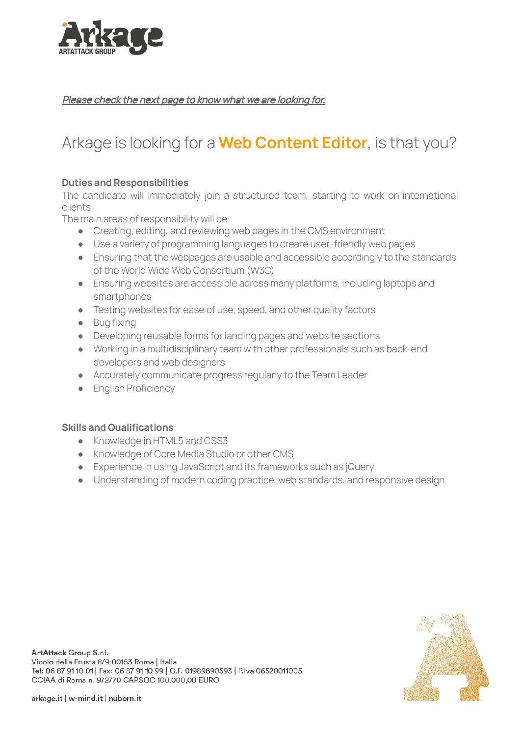*[Please check the next page to know what we are looking for.]*

# Arkage is looking for a **Web Content Editor**, is that you?

**Duties and Responsibilities**

The candidate will immediately join a structured team, starting to work on international clients.

The main areas of responsibility will be:

- Creating, editing, and reviewing web pages in the CMS environment
- Use a variety of programming languages to create user-friendly web pages
- Ensuring that the webpages are usable and accessible accordingly to the standards of the World Wide Web Consortium (W3C)
- Ensuring websites are accessible across many platforms, including laptops and smartphones
- Testing websites for ease of use, speed, and other quality factors
- Bug fixing
- Developing reusable forms for landing pages and website sections
- Working in a multidisciplinary team with other professionals such as back-end developers and web designers
- Accurately communicate progress regularly to the Team Leader
- English Proficiency

**Skills and Qualifications**

- Knowledge in HTML5 and CSS3
- Knowledge of Core Media Studio or other CMS
- Experience in using JavaScript and its frameworks such as jQuery
- Understanding of modern coding practice, web standards, and responsive design

ArtAttack Group S.r.l.
Vicolo della Frusta 8/9 00153 Roma | Italia
Tel: 06 87 91 10 01 | Fax: 06 87 91 10 99 | C.F. 01989890593 | P.Iva 06520011005
CCIAA di Roma n. 972770 CAPSOC 100.000,00 EURO

arkage.it | w-mind.it | nuborn.it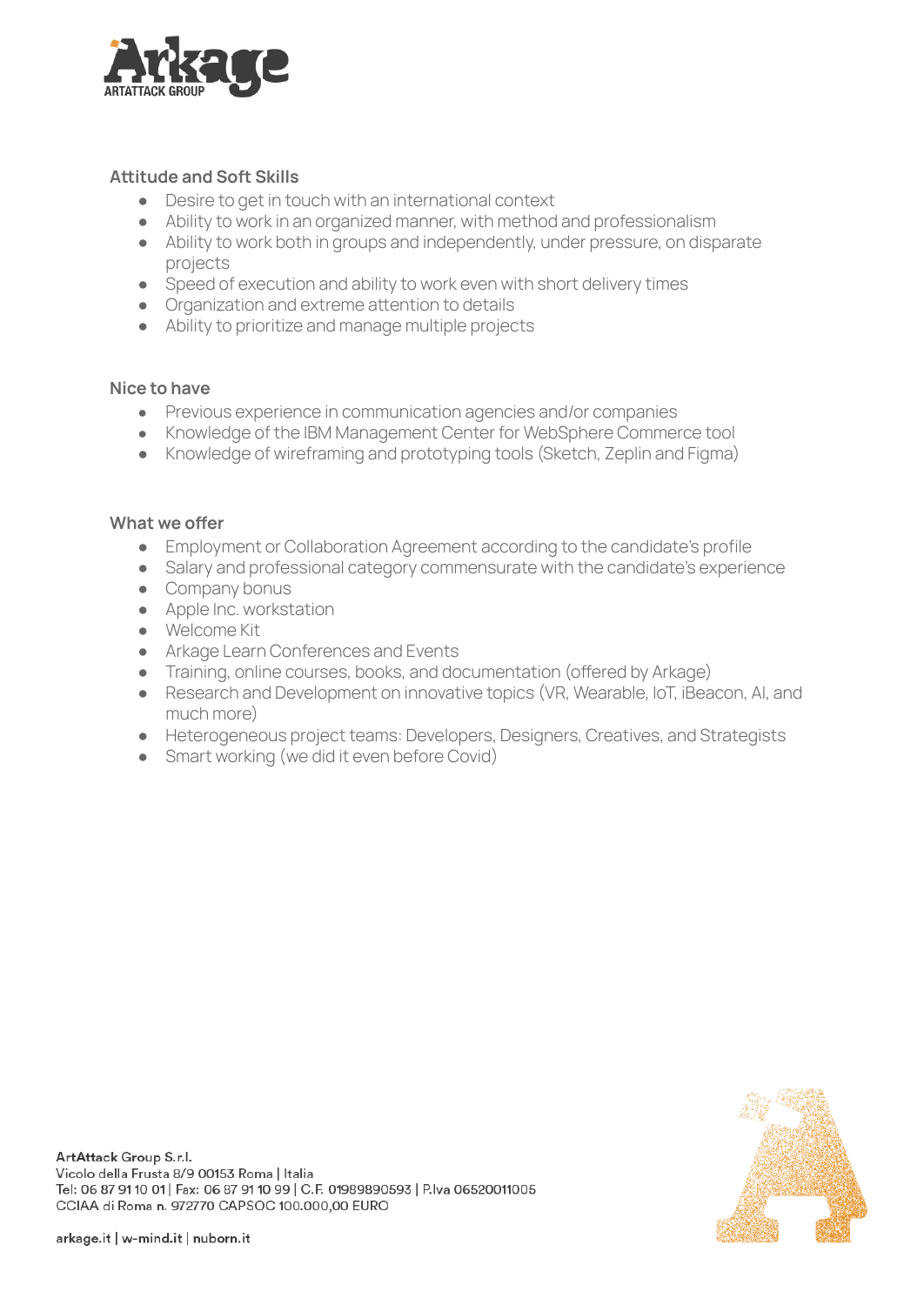### Attitude and Soft Skills

- Desire to get in touch with an international context
- Ability to work in an organized manner, with method and professionalism
- Ability to work both in groups and independently, under pressure, on disparate projects
- Speed of execution and ability to work even with short delivery times
- Organization and extreme attention to details
- Ability to prioritize and manage multiple projects

### Nice to have

- Previous experience in communication agencies and/or companies
- Knowledge of the IBM Management Center for WebSphere Commerce tool
- Knowledge of wireframing and prototyping tools (Sketch, Zeplin and Figma)

### What we offer

- Employment or Collaboration Agreement according to the candidate's profile
- Salary and professional category commensurate with the candidate's experience
- Company bonus
- Apple Inc. workstation
- Welcome Kit
- Arkage Learn Conferences and Events
- Training, online courses, books, and documentation (offered by Arkage)
- Research and Development on innovative topics (VR, Wearable, IoT, iBeacon, AI, and much more)
- Heterogeneous project teams: Developers, Designers, Creatives, and Strategists
- Smart working (we did it even before Covid)